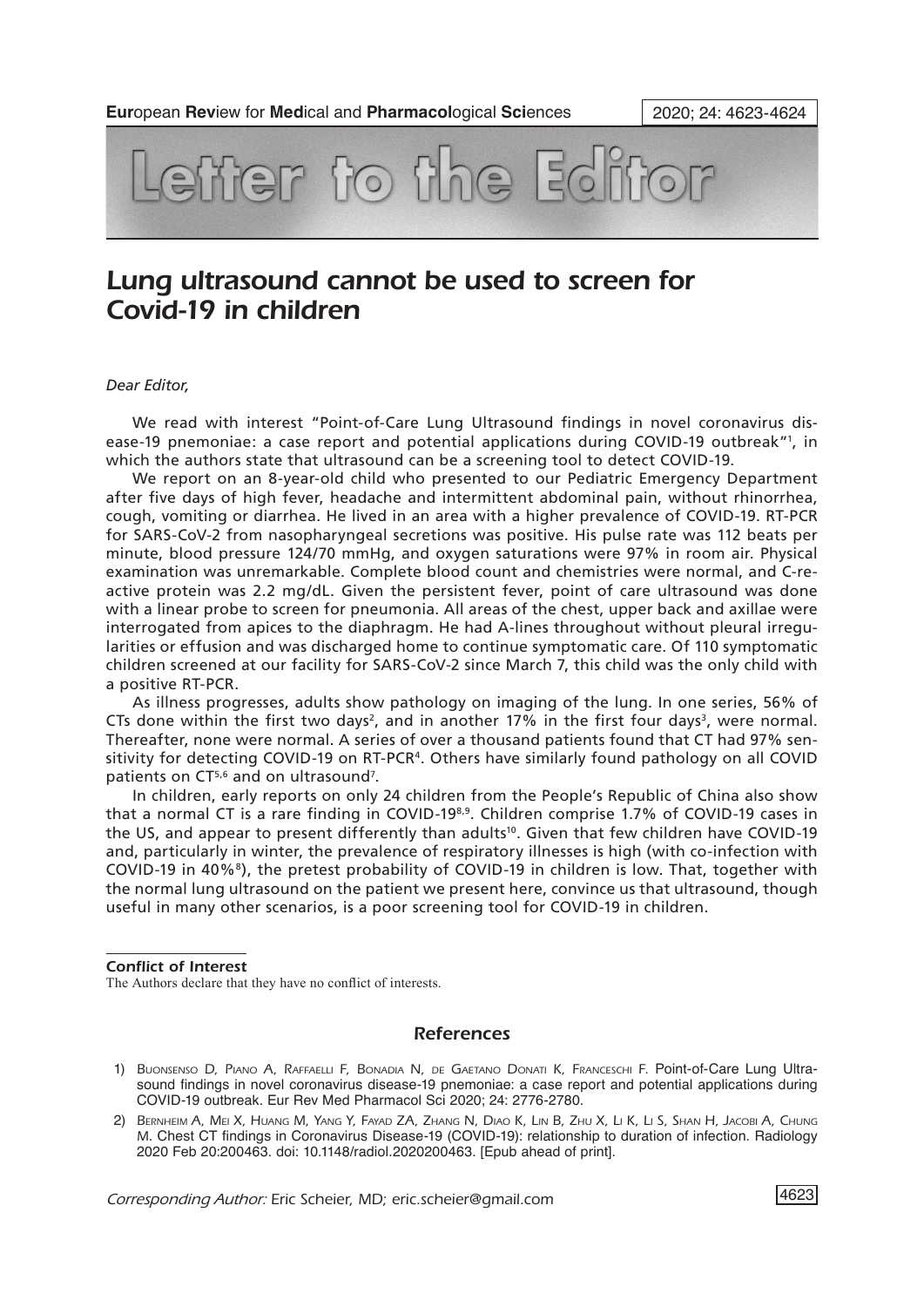# Letter to the Editor

## Lung ultrasound cannot be used to screen for Covid-19 in children

*Dear Editor,*

We read with interest "Point-of-Care Lung Ultrasound findings in novel coronavirus disease-19 pnemoniae: a case report and potential applications during COVID-19 outbreak"[1], in which the authors state that ultrasound can be a screening tool to detect COVID-19.

We report on an 8-year-old child who presented to our Pediatric Emergency Department after five days of high fever, headache and intermittent abdominal pain, without rhinorrhea, cough, vomiting or diarrhea. He lived in an area with a higher prevalence of COVID-19. RT-PCR for SARS-CoV-2 from nasopharyngeal secretions was positive. His pulse rate was 112 beats per minute, blood pressure 124/70 mmHg, and oxygen saturations were 97% in room air. Physical examination was unremarkable. Complete blood count and chemistries were normal, and C-reactive protein was 2.2 mg/dL. Given the persistent fever, point of care ultrasound was done with a linear probe to screen for pneumonia. All areas of the chest, upper back and axillae were interrogated from apices to the diaphragm. He had A-lines throughout without pleural irregularities or effusion and was discharged home to continue symptomatic care. Of 110 symptomatic children screened at our facility for SARS-CoV-2 since March 7, this child was the only child with a positive RT-PCR.

As illness progresses, adults show pathology on imaging of the lung. In one series, 56% of CTs done within the first two days[2], and in another 17% in the first four days[3], were normal. Thereafter, none were normal. A series of over a thousand patients found that CT had 97% sensitivity for detecting COVID-19 on RT-PCR[4]. Others have similarly found pathology on all COVID patients on CT[5,6] and on ultrasound[7].

In children, early reports on only 24 children from the People's Republic of China also show that a normal CT is a rare finding in COVID-19[8,9]. Children comprise 1.7% of COVID-19 cases in the US, and appear to present differently than adults[10]. Given that few children have COVID-19 and, particularly in winter, the prevalence of respiratory illnesses is high (with co-infection with COVID-19 in 40%[8]), the pretest probability of COVID-19 in children is low. That, together with the normal lung ultrasound on the patient we present here, convince us that ultrasound, though useful in many other scenarios, is a poor screening tool for COVID-19 in children.

**Conflict of Interest**

The Authors declare that they have no conflict of interests.

## References

1) Buonsenso D, Piano A, Raffaelli F, Bonadia N, de Gaetano Donati K, Franceschi F. Point-of-Care Lung Ultrasound findings in novel coronavirus disease-19 pnemoniae: a case report and potential applications during COVID-19 outbreak. Eur Rev Med Pharmacol Sci 2020; 24: 2776-2780.

2) Bernheim A, Mei X, Huang M, Yang Y, Fayad ZA, Zhang N, Diao K, Lin B, Zhu X, Li K, Li S, Shan H, Jacobi A, Chung M. Chest CT findings in Coronavirus Disease-19 (COVID-19): relationship to duration of infection. Radiology 2020 Feb 20:200463. doi: 10.1148/radiol.2020200463. [Epub ahead of print].

*Corresponding Author:* Eric Scheier, MD; eric.scheier@gmail.com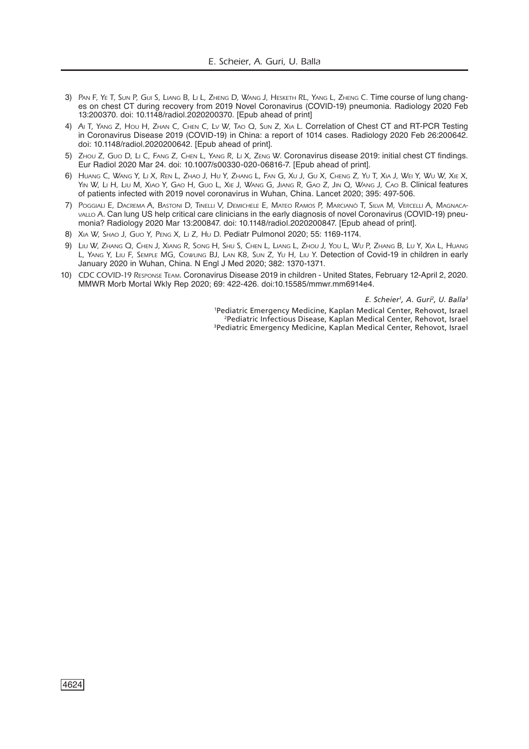3) Pan F, Ye T, Sun P, Gui S, Liang B, Li L, Zheng D, Wang J, Hesketh RL, Yang L, Zheng C. Time course of lung changes on chest CT during recovery from 2019 Novel Coronavirus (COVID-19) pneumonia. Radiology 2020 Feb 13:200370. doi: 10.1148/radiol.2020200370. [Epub ahead of print]

4) Ai T, Yang Z, Hou H, Zhan C, Chen C, Lv W, Tao Q, Sun Z, Xia L. Correlation of Chest CT and RT-PCR Testing in Coronavirus Disease 2019 (COVID-19) in China: a report of 1014 cases. Radiology 2020 Feb 26:200642. doi: 10.1148/radiol.2020200642. [Epub ahead of print].

5) Zhou Z, Guo D, Li C, Fang Z, Chen L, Yang R, Li X, Zeng W. Coronavirus disease 2019: initial chest CT findings. Eur Radiol 2020 Mar 24. doi: 10.1007/s00330-020-06816-7. [Epub ahead of print].

6) Huang C, Wang Y, Li X, Ren L, Zhao J, Hu Y, Zhang L, Fan G, Xu J, Gu X, Cheng Z, Yu T, Xia J, Wei Y, Wu W, Xie X, Yin W, Li H, Liu M, Xiao Y, Gao H, Guo L, Xie J, Wang G, Jiang R, Gao Z, Jin Q, Wang J, Cao B. Clinical features of patients infected with 2019 novel coronavirus in Wuhan, China. Lancet 2020; 395: 497-506.

7) Poggiali E, Dacrema A, Bastoni D, Tinelli V, Demichele E, Mateo Ramos P, Marcianò T, Silva M, Vercelli A, Magnacavallo A. Can lung US help critical care clinicians in the early diagnosis of novel Coronavirus (COVID-19) pneumonia? Radiology 2020 Mar 13:200847. doi: 10.1148/radiol.2020200847. [Epub ahead of print].

8) Xia W, Shao J, Guo Y, Peng X, Li Z, Hu D. Pediatr Pulmonol 2020; 55: 1169-1174.

9) Liu W, Zhang Q, Chen J, Xiang R, Song H, Shu S, Chen L, Liang L, Zhou J, You L, Wu P, Zhang B, Lu Y, Xia L, Huang L, Yang Y, Liu F, Semple MG, Cowling BJ, Lan K8, Sun Z, Yu H, Liu Y. Detection of Covid-19 in children in early January 2020 in Wuhan, China. N Engl J Med 2020; 382: 1370-1371.

10) CDC COVID-19 Response Team. Coronavirus Disease 2019 in children - United States, February 12-April 2, 2020. MMWR Morb Mortal Wkly Rep 2020; 69: 422-426. doi:10.15585/mmwr.mm6914e4.

*E. Scheier[1], A. Guri[2], U. Balla[3]*

[1]Pediatric Emergency Medicine, Kaplan Medical Center, Rehovot, Israel
[2]Pediatric Infectious Disease, Kaplan Medical Center, Rehovot, Israel
[3]Pediatric Emergency Medicine, Kaplan Medical Center, Rehovot, Israel